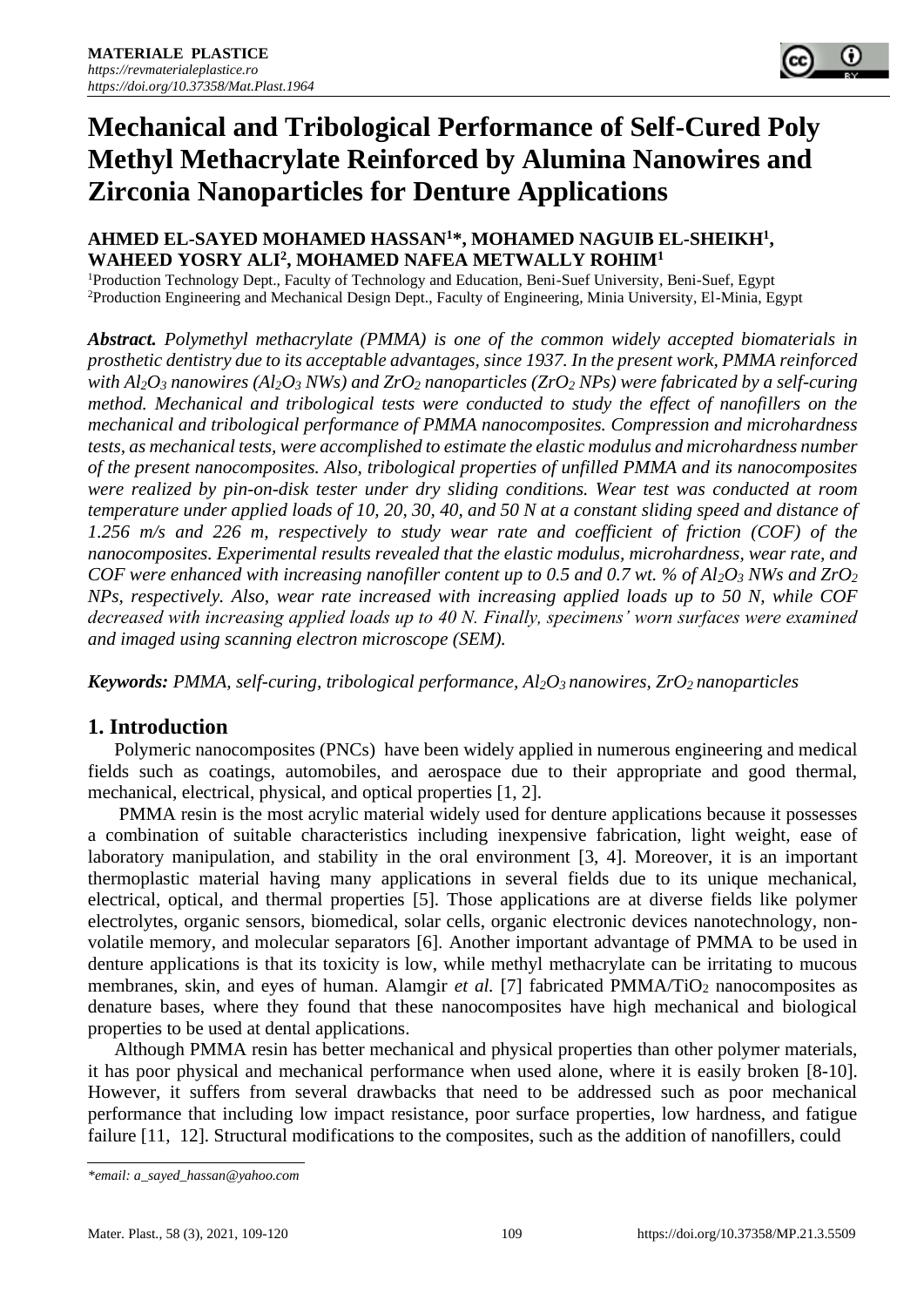# Mechanical and Tribological Performance of Self-Cured Poly Methyl Methacrylate Reinforced by Alumina Nanowires and Zirconia Nanoparticles for Denture Applications

**AHMED EL-SAYED MOHAMED HASSAN[1]*, MOHAMED NAGUIB EL-SHEIKH[1], WAHEED YOSRY ALI[2], MOHAMED NAFEA METWALLY ROHIM[1]**

[1]Production Technology Dept., Faculty of Technology and Education, Beni-Suef University, Beni-Suef, Egypt
[2]Production Engineering and Mechanical Design Dept., Faculty of Engineering, Minia University, El-Minia, Egypt

***Abstract.*** *Polymethyl methacrylate (PMMA) is one of the common widely accepted biomaterials in prosthetic dentistry due to its acceptable advantages, since 1937. In the present work, PMMA reinforced with $Al_2O_3$ nanowires ($Al_2O_3$ NWs) and $ZrO_2$ nanoparticles ($ZrO_2$ NPs) were fabricated by a self-curing method. Mechanical and tribological tests were conducted to study the effect of nanofillers on the mechanical and tribological performance of PMMA nanocomposites. Compression and microhardness tests, as mechanical tests, were accomplished to estimate the elastic modulus and microhardness number of the present nanocomposites. Also, tribological properties of unfilled PMMA and its nanocomposites were realized by pin-on-disk tester under dry sliding conditions. Wear test was conducted at room temperature under applied loads of 10, 20, 30, 40, and 50 N at a constant sliding speed and distance of 1.256 m/s and 226 m, respectively to study wear rate and coefficient of friction (COF) of the nanocomposites. Experimental results revealed that the elastic modulus, microhardness, wear rate, and COF were enhanced with increasing nanofiller content up to 0.5 and 0.7 wt. % of $Al_2O_3$ NWs and $ZrO_2$ NPs, respectively. Also, wear rate increased with increasing applied loads up to 50 N, while COF decreased with increasing applied loads up to 40 N. Finally, specimens' worn surfaces were examined and imaged using scanning electron microscope (SEM).*

***Keywords:*** *PMMA, self-curing, tribological performance, $Al_2O_3$ nanowires, $ZrO_2$ nanoparticles*

## 1. Introduction

Polymeric nanocomposites (PNCs) have been widely applied in numerous engineering and medical fields such as coatings, automobiles, and aerospace due to their appropriate and good thermal, mechanical, electrical, physical, and optical properties [1, 2].

PMMA resin is the most acrylic material widely used for denture applications because it possesses a combination of suitable characteristics including inexpensive fabrication, light weight, ease of laboratory manipulation, and stability in the oral environment [3, 4]. Moreover, it is an important thermoplastic material having many applications in several fields due to its unique mechanical, electrical, optical, and thermal properties [5]. Those applications are at diverse fields like polymer electrolytes, organic sensors, biomedical, solar cells, organic electronic devices nanotechnology, non-volatile memory, and molecular separators [6]. Another important advantage of PMMA to be used in denture applications is that its toxicity is low, while methyl methacrylate can be irritating to mucous membranes, skin, and eyes of human. Alamgir *et al.* [7] fabricated PMMA/$TiO_2$ nanocomposites as denature bases, where they found that these nanocomposites have high mechanical and biological properties to be used at dental applications.

Although PMMA resin has better mechanical and physical properties than other polymer materials, it has poor physical and mechanical performance when used alone, where it is easily broken [8-10]. However, it suffers from several drawbacks that need to be addressed such as poor mechanical performance that including low impact resistance, poor surface properties, low hardness, and fatigue failure [11, 12]. Structural modifications to the composites, such as the addition of nanofillers, could

*\*email: a_sayed_hassan@yahoo.com*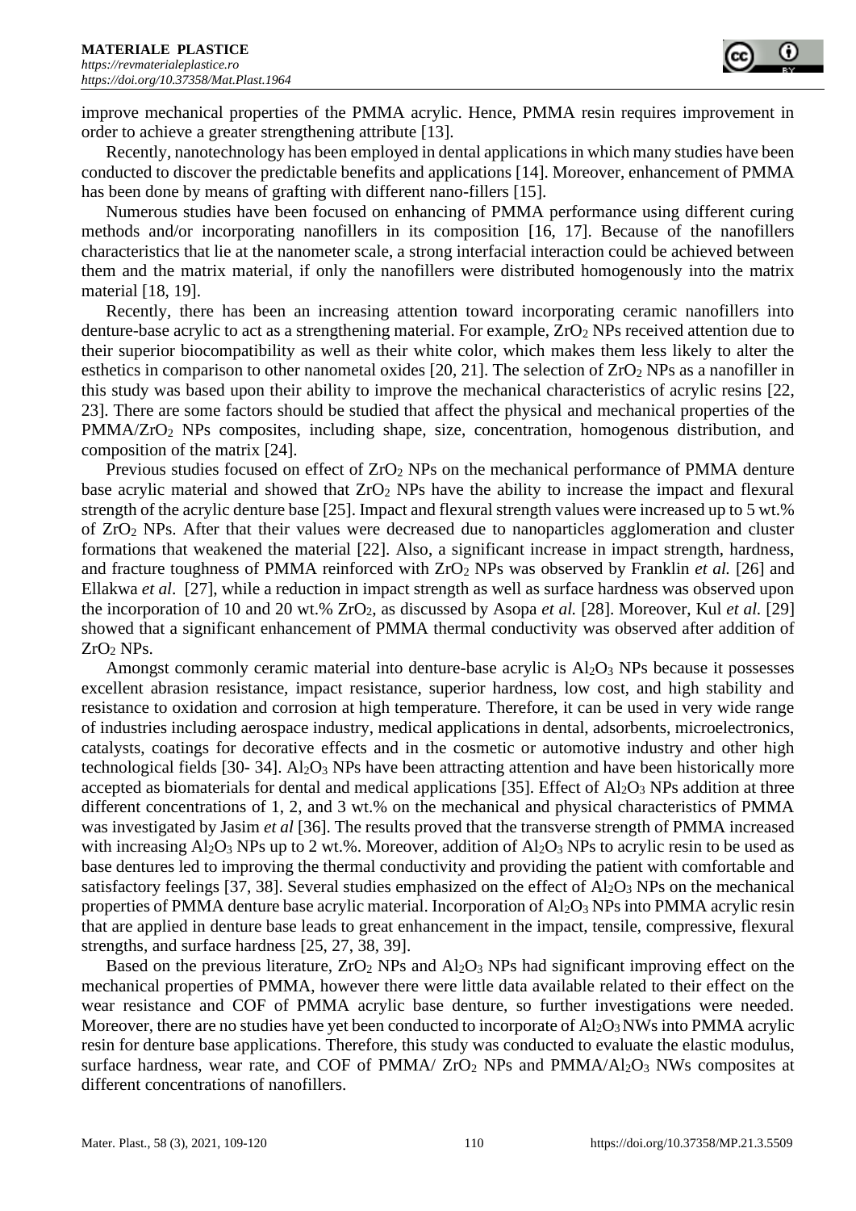improve mechanical properties of the PMMA acrylic. Hence, PMMA resin requires improvement in order to achieve a greater strengthening attribute [13].

Recently, nanotechnology has been employed in dental applications in which many studies have been conducted to discover the predictable benefits and applications [14]. Moreover, enhancement of PMMA has been done by means of grafting with different nano-fillers [15].

Numerous studies have been focused on enhancing of PMMA performance using different curing methods and/or incorporating nanofillers in its composition [16, 17]. Because of the nanofillers characteristics that lie at the nanometer scale, a strong interfacial interaction could be achieved between them and the matrix material, if only the nanofillers were distributed homogenously into the matrix material [18, 19].

Recently, there has been an increasing attention toward incorporating ceramic nanofillers into denture-base acrylic to act as a strengthening material. For example, $ZrO_2$ NPs received attention due to their superior biocompatibility as well as their white color, which makes them less likely to alter the esthetics in comparison to other nanometal oxides [20, 21]. The selection of $ZrO_2$ NPs as a nanofiller in this study was based upon their ability to improve the mechanical characteristics of acrylic resins [22, 23]. There are some factors should be studied that affect the physical and mechanical properties of the PMMA/$ZrO_2$ NPs composites, including shape, size, concentration, homogenous distribution, and composition of the matrix [24].

Previous studies focused on effect of $ZrO_2$ NPs on the mechanical performance of PMMA denture base acrylic material and showed that $ZrO_2$ NPs have the ability to increase the impact and flexural strength of the acrylic denture base [25]. Impact and flexural strength values were increased up to 5 wt.% of $ZrO_2$ NPs. After that their values were decreased due to nanoparticles agglomeration and cluster formations that weakened the material [22]. Also, a significant increase in impact strength, hardness, and fracture toughness of PMMA reinforced with $ZrO_2$ NPs was observed by Franklin *et al.* [26] and Ellakwa *et al*. [27], while a reduction in impact strength as well as surface hardness was observed upon the incorporation of 10 and 20 wt.% $ZrO_2$, as discussed by Asopa *et al.* [28]. Moreover, Kul *et al.* [29] showed that a significant enhancement of PMMA thermal conductivity was observed after addition of $ZrO_2$ NPs.

Amongst commonly ceramic material into denture-base acrylic is $Al_2O_3$ NPs because it possesses excellent abrasion resistance, impact resistance, superior hardness, low cost, and high stability and resistance to oxidation and corrosion at high temperature. Therefore, it can be used in very wide range of industries including aerospace industry, medical applications in dental, adsorbents, microelectronics, catalysts, coatings for decorative effects and in the cosmetic or automotive industry and other high technological fields [30- 34]. $Al_2O_3$ NPs have been attracting attention and have been historically more accepted as biomaterials for dental and medical applications [35]. Effect of $Al_2O_3$ NPs addition at three different concentrations of 1, 2, and 3 wt.% on the mechanical and physical characteristics of PMMA was investigated by Jasim *et al* [36]. The results proved that the transverse strength of PMMA increased with increasing $Al_2O_3$ NPs up to 2 wt.%. Moreover, addition of $Al_2O_3$ NPs to acrylic resin to be used as base dentures led to improving the thermal conductivity and providing the patient with comfortable and satisfactory feelings [37, 38]. Several studies emphasized on the effect of $Al_2O_3$ NPs on the mechanical properties of PMMA denture base acrylic material. Incorporation of $Al_2O_3$ NPs into PMMA acrylic resin that are applied in denture base leads to great enhancement in the impact, tensile, compressive, flexural strengths, and surface hardness [25, 27, 38, 39].

Based on the previous literature, $ZrO_2$ NPs and $Al_2O_3$ NPs had significant improving effect on the mechanical properties of PMMA, however there were little data available related to their effect on the wear resistance and COF of PMMA acrylic base denture, so further investigations were needed. Moreover, there are no studies have yet been conducted to incorporate of $Al_2O_3$ NWs into PMMA acrylic resin for denture base applications. Therefore, this study was conducted to evaluate the elastic modulus, surface hardness, wear rate, and COF of PMMA/ $ZrO_2$ NPs and PMMA/$Al_2O_3$ NWs composites at different concentrations of nanofillers.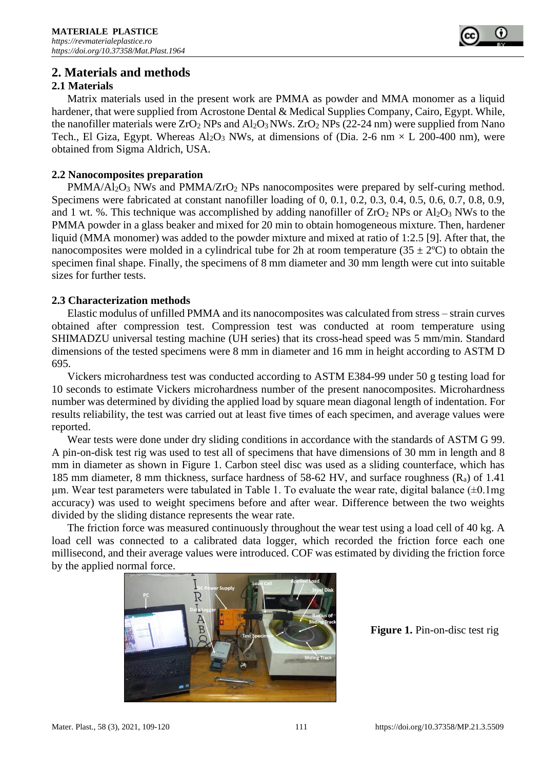# 2. Materials and methods

## 2.1 Materials

Matrix materials used in the present work are PMMA as powder and MMA monomer as a liquid hardener, that were supplied from Acrostone Dental & Medical Supplies Company, Cairo, Egypt. While, the nanofiller materials were $ZrO_2$ NPs and $Al_2O_3$ NWs. $ZrO_2$ NPs (22-24 nm) were supplied from Nano Tech., El Giza, Egypt. Whereas $Al_2O_3$ NWs, at dimensions of (Dia. 2-6 nm × L 200-400 nm), were obtained from Sigma Aldrich, USA.

## 2.2 Nanocomposites preparation

PMMA/$Al_2O_3$ NWs and PMMA/$ZrO_2$ NPs nanocomposites were prepared by self-curing method. Specimens were fabricated at constant nanofiller loading of 0, 0.1, 0.2, 0.3, 0.4, 0.5, 0.6, 0.7, 0.8, 0.9, and 1 wt. %. This technique was accomplished by adding nanofiller of $ZrO_2$ NPs or $Al_2O_3$ NWs to the PMMA powder in a glass beaker and mixed for 20 min to obtain homogeneous mixture. Then, hardener liquid (MMA monomer) was added to the powder mixture and mixed at ratio of 1:2.5 [9]. After that, the nanocomposites were molded in a cylindrical tube for 2h at room temperature (35 ± 2ºC) to obtain the specimen final shape. Finally, the specimens of 8 mm diameter and 30 mm length were cut into suitable sizes for further tests.

## 2.3 Characterization methods

Elastic modulus of unfilled PMMA and its nanocomposites was calculated from stress – strain curves obtained after compression test. Compression test was conducted at room temperature using SHIMADZU universal testing machine (UH series) that its cross-head speed was 5 mm/min. Standard dimensions of the tested specimens were 8 mm in diameter and 16 mm in height according to ASTM D 695.

Vickers microhardness test was conducted according to ASTM E384-99 under 50 g testing load for 10 seconds to estimate Vickers microhardness number of the present nanocomposites. Microhardness number was determined by dividing the applied load by square mean diagonal length of indentation. For results reliability, the test was carried out at least five times of each specimen, and average values were reported.

Wear tests were done under dry sliding conditions in accordance with the standards of ASTM G 99. A pin-on-disk test rig was used to test all of specimens that have dimensions of 30 mm in length and 8 mm in diameter as shown in Figure 1. Carbon steel disc was used as a sliding counterface, which has 185 mm diameter, 8 mm thickness, surface hardness of 58-62 HV, and surface roughness ($R_a$) of 1.41 μm. Wear test parameters were tabulated in Table 1. To evaluate the wear rate, digital balance (±0.1mg accuracy) was used to weight specimens before and after wear. Difference between the two weights divided by the sliding distance represents the wear rate.

The friction force was measured continuously throughout the wear test using a load cell of 40 kg. A load cell was connected to a calibrated data logger, which recorded the friction force each one millisecond, and their average values were introduced. COF was estimated by dividing the friction force by the applied normal force.

**Figure 1.** Pin-on-disc test rig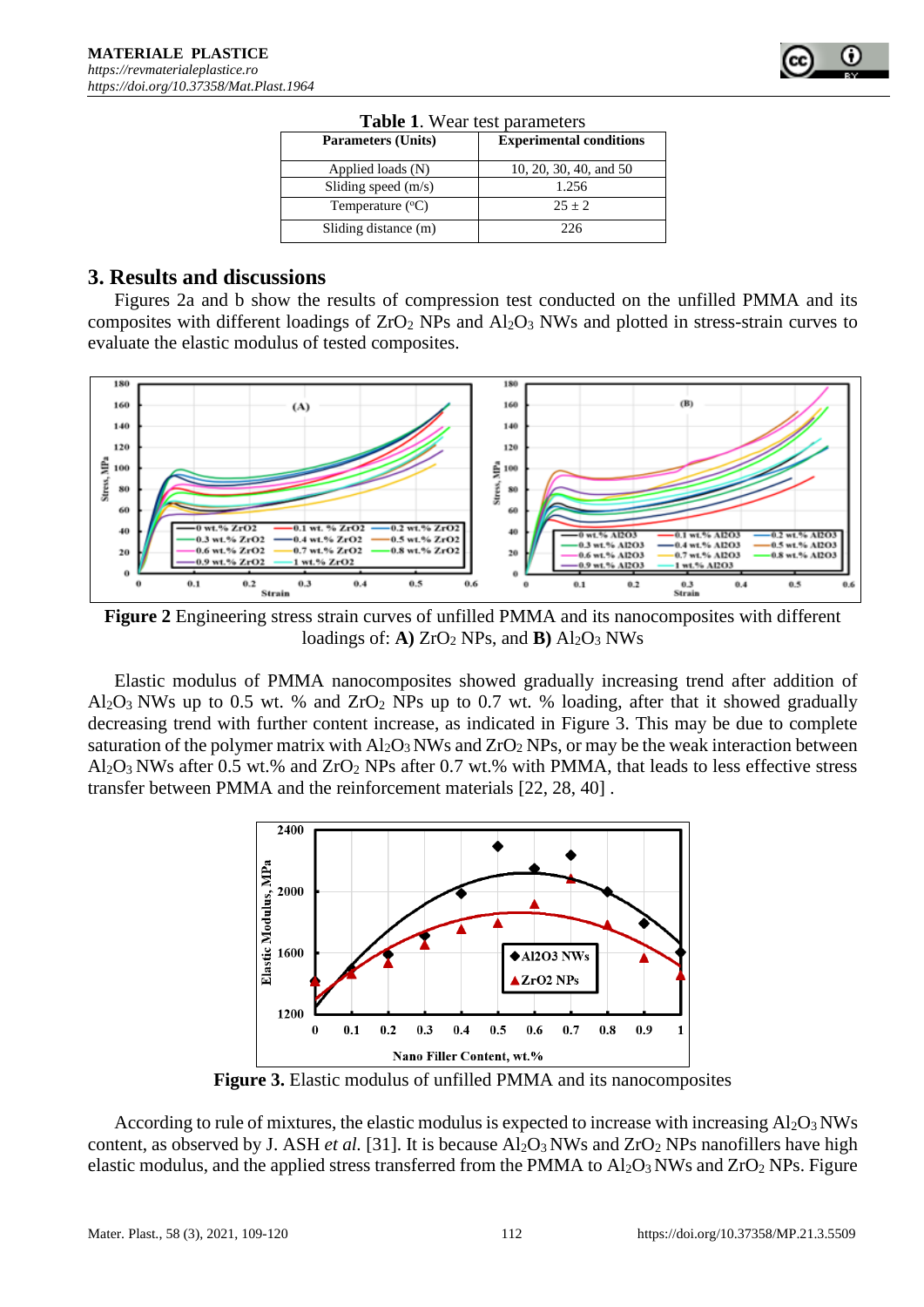**Table 1**. Wear test parameters

| Parameters (Units) | Experimental conditions |
|---|---|
| Applied loads (N) | 10, 20, 30, 40, and 50 |
| Sliding speed (m/s) | 1.256 |
| Temperature (°C) | 25 ± 2 |
| Sliding distance (m) | 226 |

## 3. Results and discussions

Figures 2a and b show the results of compression test conducted on the unfilled PMMA and its composites with different loadings of $ZrO_2$ NPs and $Al_2O_3$ NWs and plotted in stress-strain curves to evaluate the elastic modulus of tested composites.

**Figure 2** Engineering stress strain curves of unfilled PMMA and its nanocomposites with different loadings of: **A)** $ZrO_2$ NPs, and **B)** $Al_2O_3$ NWs

Elastic modulus of PMMA nanocomposites showed gradually increasing trend after addition of $Al_2O_3$ NWs up to 0.5 wt. % and $ZrO_2$ NPs up to 0.7 wt. % loading, after that it showed gradually decreasing trend with further content increase, as indicated in Figure 3. This may be due to complete saturation of the polymer matrix with $Al_2O_3$ NWs and $ZrO_2$ NPs, or may be the weak interaction between $Al_2O_3$ NWs after 0.5 wt.% and $ZrO_2$ NPs after 0.7 wt.% with PMMA, that leads to less effective stress transfer between PMMA and the reinforcement materials [22, 28, 40] .

**Figure 3.** Elastic modulus of unfilled PMMA and its nanocomposites

According to rule of mixtures, the elastic modulus is expected to increase with increasing $Al_2O_3$ NWs content, as observed by J. ASH *et al.* [31]. It is because $Al_2O_3$ NWs and $ZrO_2$ NPs nanofillers have high elastic modulus, and the applied stress transferred from the PMMA to $Al_2O_3$ NWs and $ZrO_2$ NPs. Figure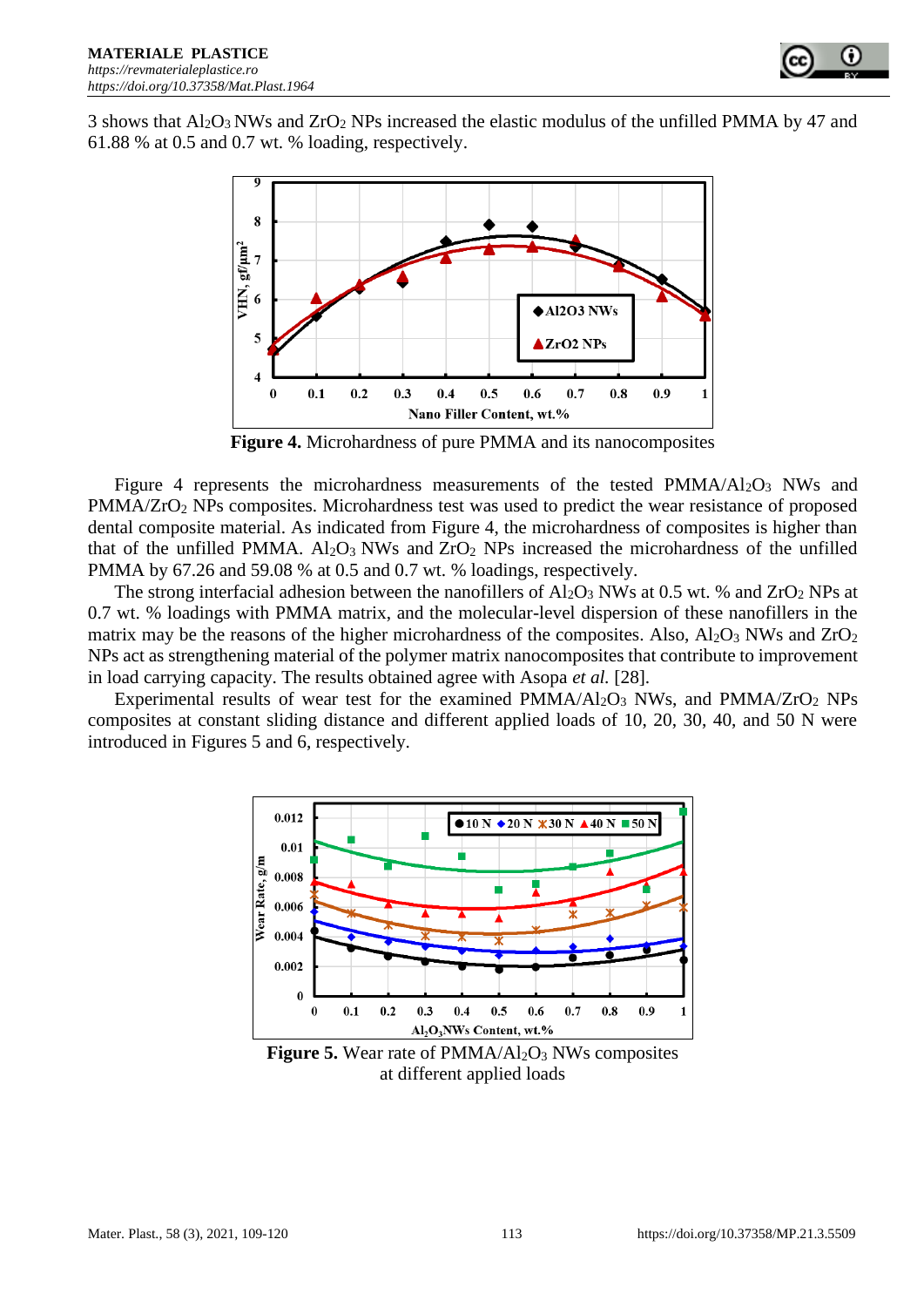3 shows that $Al_2O_3$ NWs and $ZrO_2$ NPs increased the elastic modulus of the unfilled PMMA by 47 and 61.88 % at 0.5 and 0.7 wt. % loading, respectively.

**Figure 4.** Microhardness of pure PMMA and its nanocomposites

Figure 4 represents the microhardness measurements of the tested PMMA/$Al_2O_3$ NWs and PMMA/$ZrO_2$ NPs composites. Microhardness test was used to predict the wear resistance of proposed dental composite material. As indicated from Figure 4, the microhardness of composites is higher than that of the unfilled PMMA. $Al_2O_3$ NWs and $ZrO_2$ NPs increased the microhardness of the unfilled PMMA by 67.26 and 59.08 % at 0.5 and 0.7 wt. % loadings, respectively.

The strong interfacial adhesion between the nanofillers of $Al_2O_3$ NWs at 0.5 wt. % and $ZrO_2$ NPs at 0.7 wt. % loadings with PMMA matrix, and the molecular-level dispersion of these nanofillers in the matrix may be the reasons of the higher microhardness of the composites. Also, $Al_2O_3$ NWs and $ZrO_2$ NPs act as strengthening material of the polymer matrix nanocomposites that contribute to improvement in load carrying capacity. The results obtained agree with Asopa *et al.* [28].

Experimental results of wear test for the examined PMMA/$Al_2O_3$ NWs, and PMMA/$ZrO_2$ NPs composites at constant sliding distance and different applied loads of 10, 20, 30, 40, and 50 N were introduced in Figures 5 and 6, respectively.

**Figure 5.** Wear rate of PMMA/$Al_2O_3$ NWs composites at different applied loads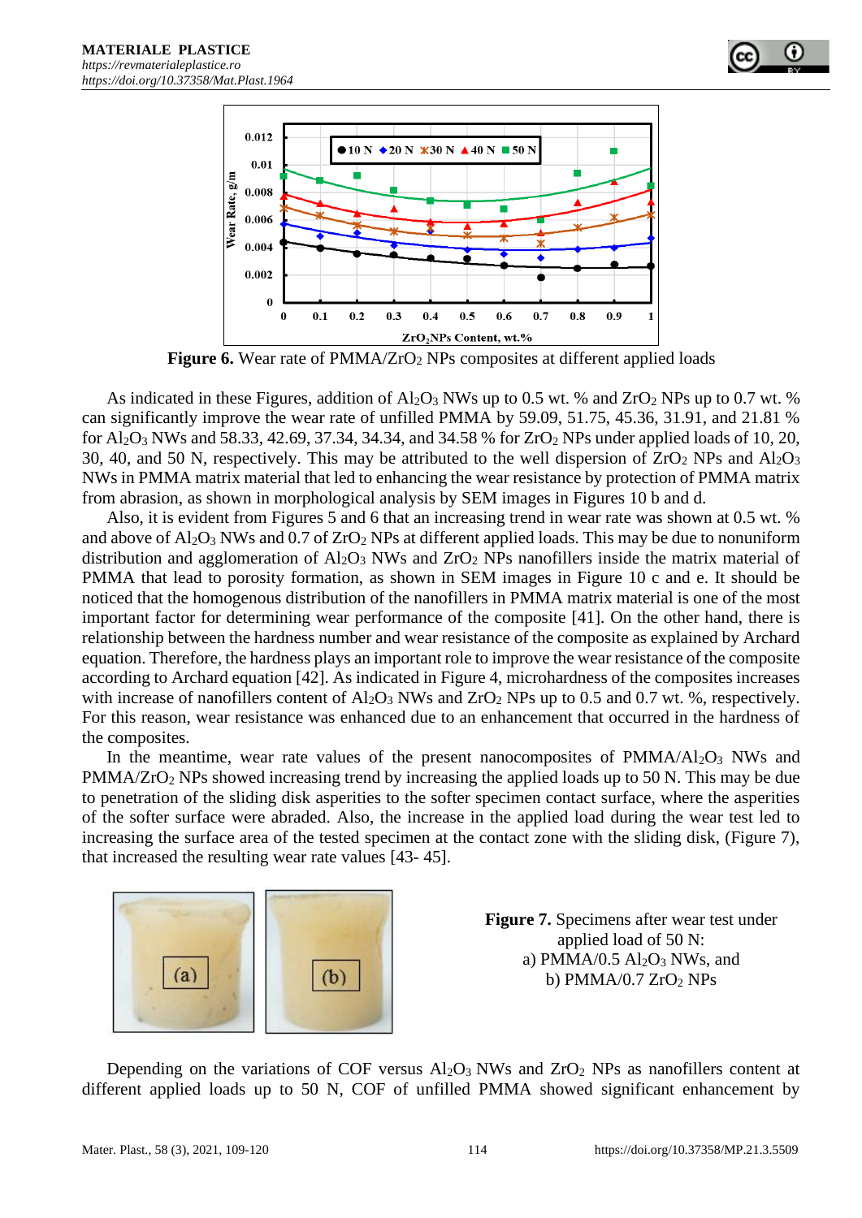**Figure 6.** Wear rate of PMMA/$ZrO_2$ NPs composites at different applied loads

As indicated in these Figures, addition of $Al_2O_3$ NWs up to 0.5 wt. % and $ZrO_2$ NPs up to 0.7 wt. % can significantly improve the wear rate of unfilled PMMA by 59.09, 51.75, 45.36, 31.91, and 21.81 % for $Al_2O_3$ NWs and 58.33, 42.69, 37.34, 34.34, and 34.58 % for $ZrO_2$ NPs under applied loads of 10, 20, 30, 40, and 50 N, respectively. This may be attributed to the well dispersion of $ZrO_2$ NPs and $Al_2O_3$ NWs in PMMA matrix material that led to enhancing the wear resistance by protection of PMMA matrix from abrasion, as shown in morphological analysis by SEM images in Figures 10 b and d.

Also, it is evident from Figures 5 and 6 that an increasing trend in wear rate was shown at 0.5 wt. % and above of $Al_2O_3$ NWs and 0.7 of $ZrO_2$ NPs at different applied loads. This may be due to nonuniform distribution and agglomeration of $Al_2O_3$ NWs and $ZrO_2$ NPs nanofillers inside the matrix material of PMMA that lead to porosity formation, as shown in SEM images in Figure 10 c and e. It should be noticed that the homogenous distribution of the nanofillers in PMMA matrix material is one of the most important factor for determining wear performance of the composite [41]. On the other hand, there is relationship between the hardness number and wear resistance of the composite as explained by Archard equation. Therefore, the hardness plays an important role to improve the wear resistance of the composite according to Archard equation [42]. As indicated in Figure 4, microhardness of the composites increases with increase of nanofillers content of $Al_2O_3$ NWs and $ZrO_2$ NPs up to 0.5 and 0.7 wt. %, respectively. For this reason, wear resistance was enhanced due to an enhancement that occurred in the hardness of the composites.

In the meantime, wear rate values of the present nanocomposites of PMMA/$Al_2O_3$ NWs and PMMA/$ZrO_2$ NPs showed increasing trend by increasing the applied loads up to 50 N. This may be due to penetration of the sliding disk asperities to the softer specimen contact surface, where the asperities of the softer surface were abraded. Also, the increase in the applied load during the wear test led to increasing the surface area of the tested specimen at the contact zone with the sliding disk, (Figure 7), that increased the resulting wear rate values [43- 45].

**Figure 7.** Specimens after wear test under applied load of 50 N: a) PMMA/0.5 $Al_2O_3$ NWs, and b) PMMA/0.7 $ZrO_2$ NPs

Depending on the variations of COF versus $Al_2O_3$ NWs and $ZrO_2$ NPs as nanofillers content at different applied loads up to 50 N, COF of unfilled PMMA showed significant enhancement by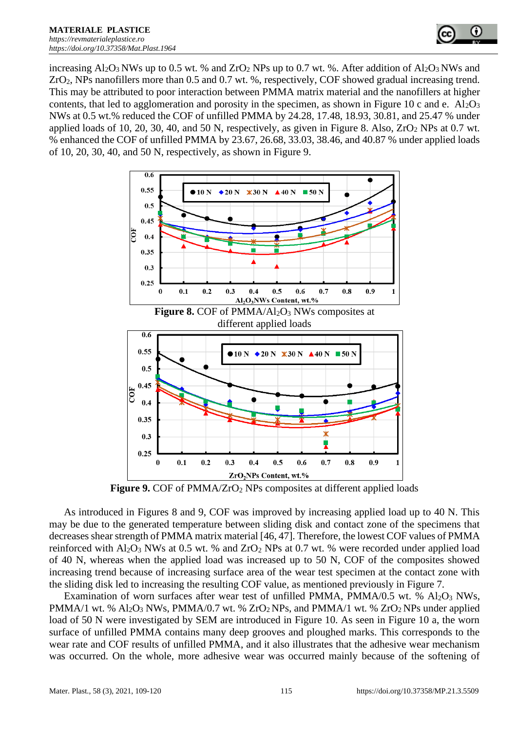increasing $Al_2O_3$ NWs up to 0.5 wt. % and $ZrO_2$ NPs up to 0.7 wt. %. After addition of $Al_2O_3$ NWs and $ZrO_2$, NPs nanofillers more than 0.5 and 0.7 wt. %, respectively, COF showed gradual increasing trend. This may be attributed to poor interaction between PMMA matrix material and the nanofillers at higher contents, that led to agglomeration and porosity in the specimen, as shown in Figure 10 c and e. $Al_2O_3$ NWs at 0.5 wt.% reduced the COF of unfilled PMMA by 24.28, 17.48, 18.93, 30.81, and 25.47 % under applied loads of 10, 20, 30, 40, and 50 N, respectively, as given in Figure 8. Also, $ZrO_2$ NPs at 0.7 wt. % enhanced the COF of unfilled PMMA by 23.67, 26.68, 33.03, 38.46, and 40.87 % under applied loads of 10, 20, 30, 40, and 50 N, respectively, as shown in Figure 9.

**Figure 8.** COF of PMMA/$Al_2O_3$ NWs composites at different applied loads

**Figure 9.** COF of PMMA/$ZrO_2$ NPs composites at different applied loads

As introduced in Figures 8 and 9, COF was improved by increasing applied load up to 40 N. This may be due to the generated temperature between sliding disk and contact zone of the specimens that decreases shear strength of PMMA matrix material [46, 47]. Therefore, the lowest COF values of PMMA reinforced with $Al_2O_3$ NWs at 0.5 wt. % and $ZrO_2$ NPs at 0.7 wt. % were recorded under applied load of 40 N, whereas when the applied load was increased up to 50 N, COF of the composites showed increasing trend because of increasing surface area of the wear test specimen at the contact zone with the sliding disk led to increasing the resulting COF value, as mentioned previously in Figure 7.

Examination of worn surfaces after wear test of unfilled PMMA, PMMA/0.5 wt. % $Al_2O_3$ NWs, PMMA/1 wt. % $Al_2O_3$ NWs, PMMA/0.7 wt. % $ZrO_2$ NPs, and PMMA/1 wt. % $ZrO_2$ NPs under applied load of 50 N were investigated by SEM are introduced in Figure 10. As seen in Figure 10 a, the worn surface of unfilled PMMA contains many deep grooves and ploughed marks. This corresponds to the wear rate and COF results of unfilled PMMA, and it also illustrates that the adhesive wear mechanism was occurred. On the whole, more adhesive wear was occurred mainly because of the softening of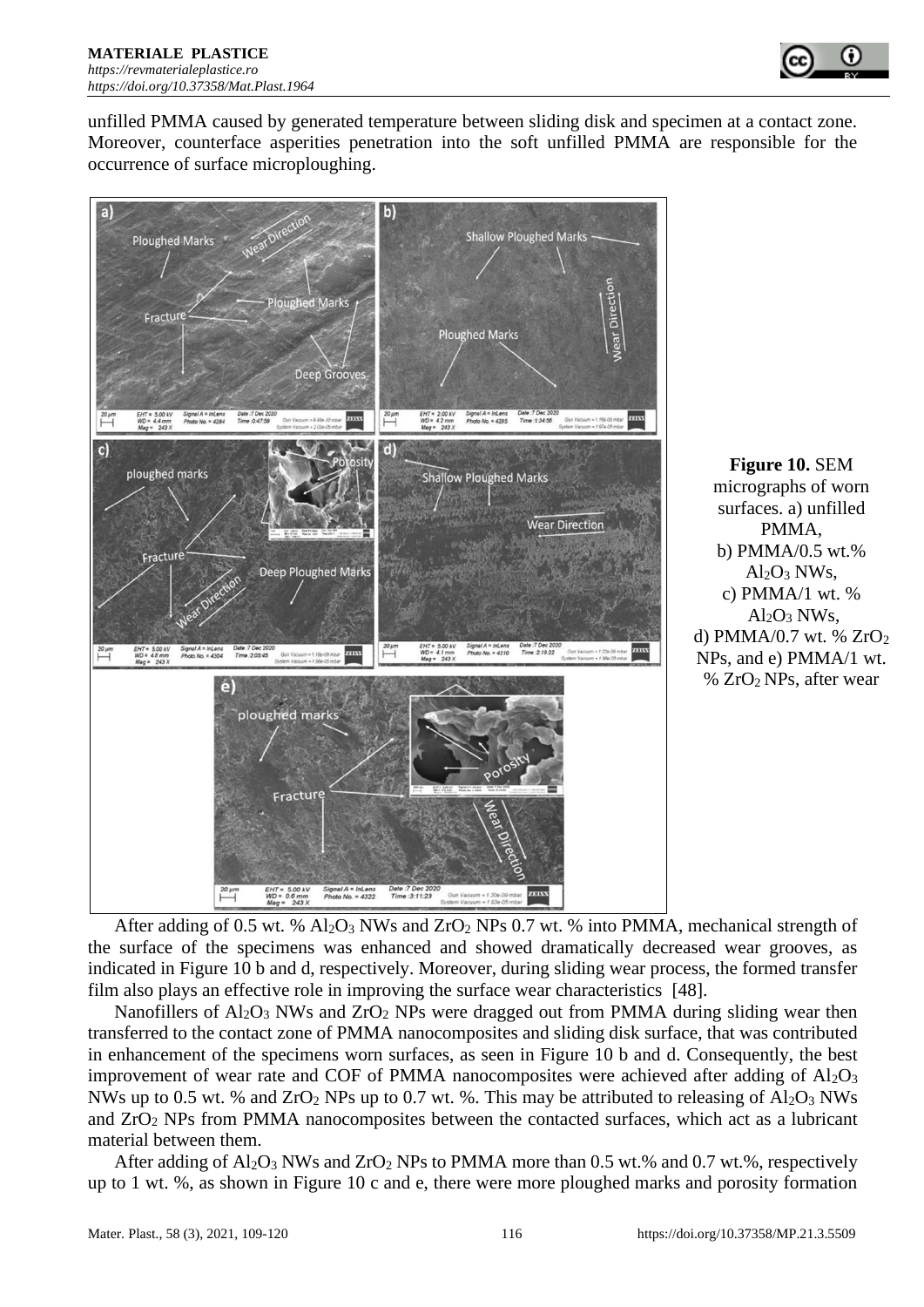unfilled PMMA caused by generated temperature between sliding disk and specimen at a contact zone. Moreover, counterface asperities penetration into the soft unfilled PMMA are responsible for the occurrence of surface microploughing.

**Figure 10.** SEM micrographs of worn surfaces. a) unfilled PMMA, b) PMMA/0.5 wt.% $Al_2O_3$ NWs, c) PMMA/1 wt. % $Al_2O_3$ NWs, d) PMMA/0.7 wt. % $ZrO_2$ NPs, and e) PMMA/1 wt. % $ZrO_2$ NPs, after wear

After adding of 0.5 wt. % $Al_2O_3$ NWs and $ZrO_2$ NPs 0.7 wt. % into PMMA, mechanical strength of the surface of the specimens was enhanced and showed dramatically decreased wear grooves, as indicated in Figure 10 b and d, respectively. Moreover, during sliding wear process, the formed transfer film also plays an effective role in improving the surface wear characteristics [48].

Nanofillers of $Al_2O_3$ NWs and $ZrO_2$ NPs were dragged out from PMMA during sliding wear then transferred to the contact zone of PMMA nanocomposites and sliding disk surface, that was contributed in enhancement of the specimens worn surfaces, as seen in Figure 10 b and d. Consequently, the best improvement of wear rate and COF of PMMA nanocomposites were achieved after adding of $Al_2O_3$ NWs up to 0.5 wt. % and $ZrO_2$ NPs up to 0.7 wt. %. This may be attributed to releasing of $Al_2O_3$ NWs and $ZrO_2$ NPs from PMMA nanocomposites between the contacted surfaces, which act as a lubricant material between them.

After adding of $Al_2O_3$ NWs and $ZrO_2$ NPs to PMMA more than 0.5 wt.% and 0.7 wt.%, respectively up to 1 wt. %, as shown in Figure 10 c and e, there were more ploughed marks and porosity formation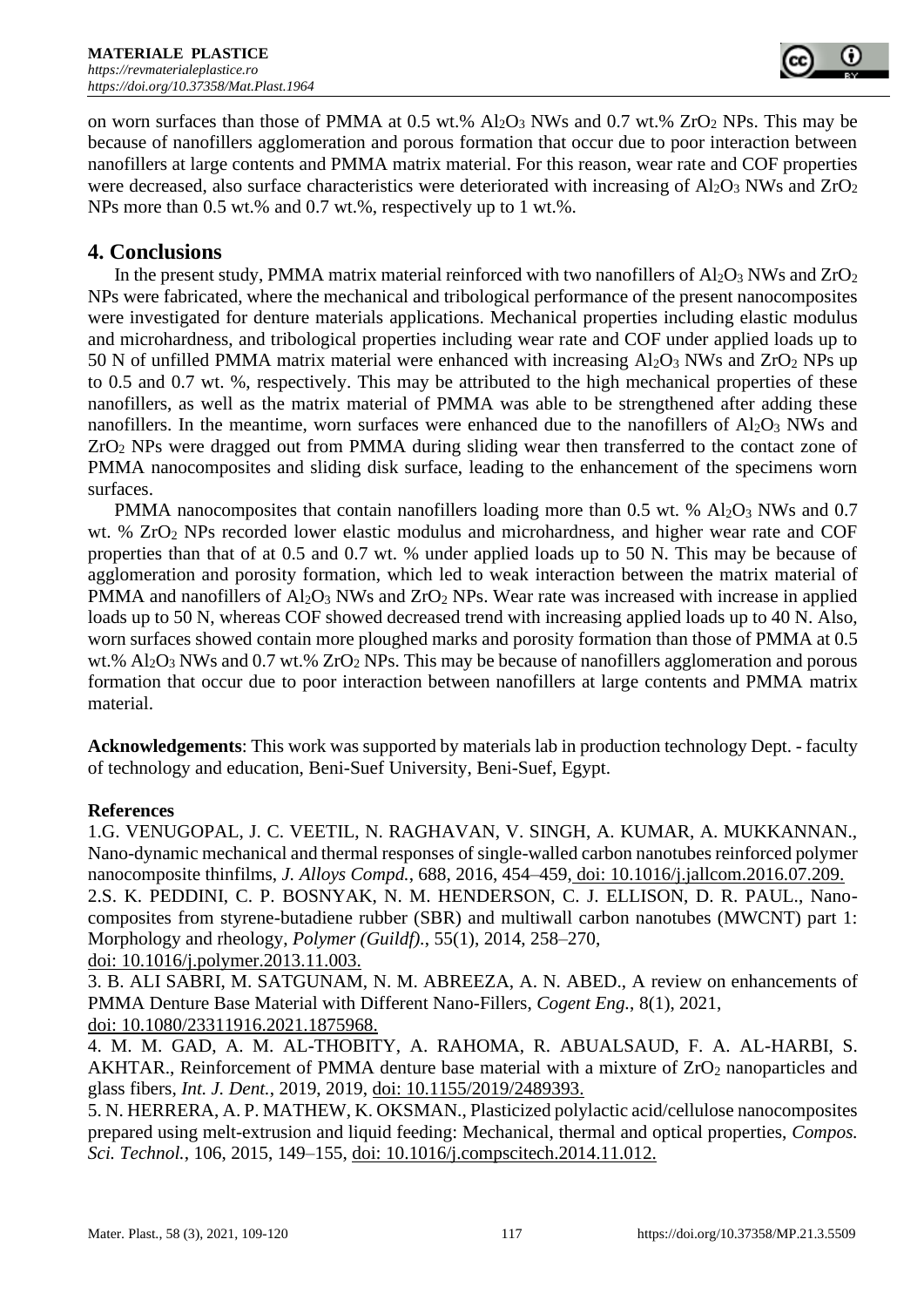on worn surfaces than those of PMMA at 0.5 wt.% $Al_2O_3$ NWs and 0.7 wt.% $ZrO_2$ NPs. This may be because of nanofillers agglomeration and porous formation that occur due to poor interaction between nanofillers at large contents and PMMA matrix material. For this reason, wear rate and COF properties were decreased, also surface characteristics were deteriorated with increasing of $Al_2O_3$ NWs and $ZrO_2$ NPs more than 0.5 wt.% and 0.7 wt.%, respectively up to 1 wt.%.

## 4. Conclusions

In the present study, PMMA matrix material reinforced with two nanofillers of $Al_2O_3$ NWs and $ZrO_2$ NPs were fabricated, where the mechanical and tribological performance of the present nanocomposites were investigated for denture materials applications. Mechanical properties including elastic modulus and microhardness, and tribological properties including wear rate and COF under applied loads up to 50 N of unfilled PMMA matrix material were enhanced with increasing $Al_2O_3$ NWs and $ZrO_2$ NPs up to 0.5 and 0.7 wt. %, respectively. This may be attributed to the high mechanical properties of these nanofillers, as well as the matrix material of PMMA was able to be strengthened after adding these nanofillers. In the meantime, worn surfaces were enhanced due to the nanofillers of $Al_2O_3$ NWs and $ZrO_2$ NPs were dragged out from PMMA during sliding wear then transferred to the contact zone of PMMA nanocomposites and sliding disk surface, leading to the enhancement of the specimens worn surfaces.

PMMA nanocomposites that contain nanofillers loading more than 0.5 wt. % $Al_2O_3$ NWs and 0.7 wt. % $ZrO_2$ NPs recorded lower elastic modulus and microhardness, and higher wear rate and COF properties than that of at 0.5 and 0.7 wt. % under applied loads up to 50 N. This may be because of agglomeration and porosity formation, which led to weak interaction between the matrix material of PMMA and nanofillers of $Al_2O_3$ NWs and $ZrO_2$ NPs. Wear rate was increased with increase in applied loads up to 50 N, whereas COF showed decreased trend with increasing applied loads up to 40 N. Also, worn surfaces showed contain more ploughed marks and porosity formation than those of PMMA at 0.5 wt.% $Al_2O_3$ NWs and 0.7 wt.% $ZrO_2$ NPs. This may be because of nanofillers agglomeration and porous formation that occur due to poor interaction between nanofillers at large contents and PMMA matrix material.

**Acknowledgements**: This work was supported by materials lab in production technology Dept. - faculty of technology and education, Beni-Suef University, Beni-Suef, Egypt.

**References**

1.G. VENUGOPAL, J. C. VEETIL, N. RAGHAVAN, V. SINGH, A. KUMAR, A. MUKKANNAN., Nano-dynamic mechanical and thermal responses of single-walled carbon nanotubes reinforced polymer nanocomposite thinfilms, *J. Alloys Compd.*, 688, 2016, 454–459, doi: 10.1016/j.jallcom.2016.07.209.

2.S. K. PEDDINI, C. P. BOSNYAK, N. M. HENDERSON, C. J. ELLISON, D. R. PAUL., Nano-composites from styrene-butadiene rubber (SBR) and multiwall carbon nanotubes (MWCNT) part 1: Morphology and rheology, *Polymer (Guildf).*, 55(1), 2014, 258–270, doi: 10.1016/j.polymer.2013.11.003.

3. B. ALI SABRI, M. SATGUNAM, N. M. ABREEZA, A. N. ABED., A review on enhancements of PMMA Denture Base Material with Different Nano-Fillers, *Cogent Eng.*, 8(1), 2021, doi: 10.1080/23311916.2021.1875968.

4. M. M. GAD, A. M. AL-THOBITY, A. RAHOMA, R. ABUALSAUD, F. A. AL-HARBI, S. AKHTAR., Reinforcement of PMMA denture base material with a mixture of $ZrO_2$ nanoparticles and glass fibers, *Int. J. Dent.*, 2019, 2019, doi: 10.1155/2019/2489393.

5. N. HERRERA, A. P. MATHEW, K. OKSMAN., Plasticized polylactic acid/cellulose nanocomposites prepared using melt-extrusion and liquid feeding: Mechanical, thermal and optical properties, *Compos. Sci. Technol.*, 106, 2015, 149–155, doi: 10.1016/j.compscitech.2014.11.012.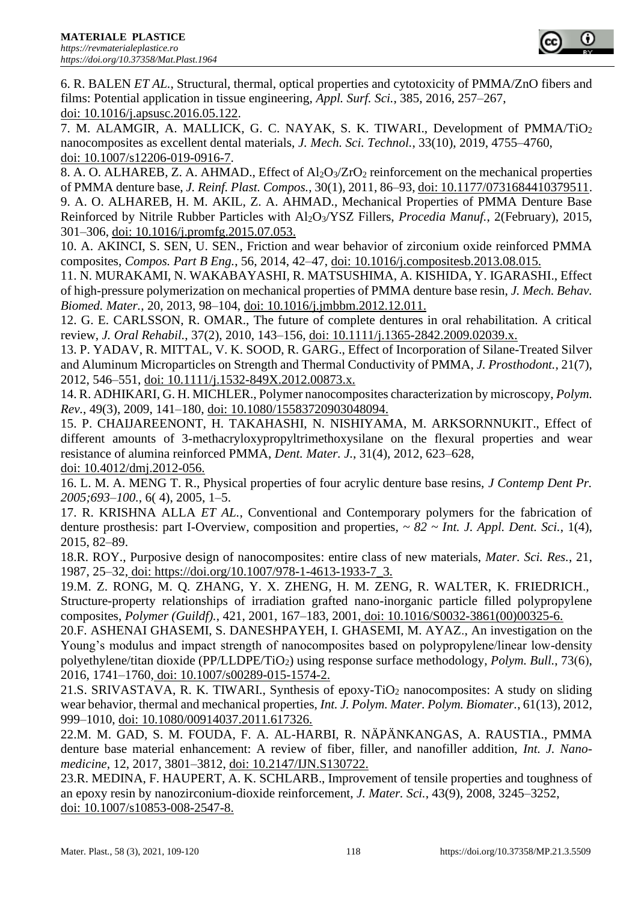6. R. BALEN *ET AL.*, Structural, thermal, optical properties and cytotoxicity of PMMA/ZnO fibers and films: Potential application in tissue engineering, *Appl. Surf. Sci.*, 385, 2016, 257–267, doi: 10.1016/j.apsusc.2016.05.122.

7. M. ALAMGIR, A. MALLICK, G. C. NAYAK, S. K. TIWARI., Development of PMMA/$TiO_2$ nanocomposites as excellent dental materials, *J. Mech. Sci. Technol.*, 33(10), 2019, 4755–4760, doi: 10.1007/s12206-019-0916-7.

8. A. O. ALHAREB, Z. A. AHMAD., Effect of $Al_2O_3$/$ZrO_2$ reinforcement on the mechanical properties of PMMA denture base, *J. Reinf. Plast. Compos.*, 30(1), 2011, 86–93, doi: 10.1177/0731684410379511.

9. A. O. ALHAREB, H. M. AKIL, Z. A. AHMAD., Mechanical Properties of PMMA Denture Base Reinforced by Nitrile Rubber Particles with $Al_2O_3$/YSZ Fillers, *Procedia Manuf.*, 2(February), 2015, 301–306, doi: 10.1016/j.promfg.2015.07.053.

10. A. AKINCI, S. SEN, U. SEN., Friction and wear behavior of zirconium oxide reinforced PMMA composites, *Compos. Part B Eng.*, 56, 2014, 42–47, doi: 10.1016/j.compositesb.2013.08.015.

11. N. MURAKAMI, N. WAKABAYASHI, R. MATSUSHIMA, A. KISHIDA, Y. IGARASHI., Effect of high-pressure polymerization on mechanical properties of PMMA denture base resin, *J. Mech. Behav. Biomed. Mater.*, 20, 2013, 98–104, doi: 10.1016/j.jmbbm.2012.12.011.

12. G. E. CARLSSON, R. OMAR., The future of complete dentures in oral rehabilitation. A critical review, *J. Oral Rehabil.*, 37(2), 2010, 143–156, doi: 10.1111/j.1365-2842.2009.02039.x.

13. P. YADAV, R. MITTAL, V. K. SOOD, R. GARG., Effect of Incorporation of Silane-Treated Silver and Aluminum Microparticles on Strength and Thermal Conductivity of PMMA, *J. Prosthodont.*, 21(7), 2012, 546–551, doi: 10.1111/j.1532-849X.2012.00873.x.

14. R. ADHIKARI, G. H. MICHLER., Polymer nanocomposites characterization by microscopy, *Polym. Rev.*, 49(3), 2009, 141–180, doi: 10.1080/15583720903048094.

15. P. CHAIJAREENONT, H. TAKAHASHI, N. NISHIYAMA, M. ARKSORNNUKIT., Effect of different amounts of 3-methacryloxypropyltrimethoxysilane on the flexural properties and wear resistance of alumina reinforced PMMA, *Dent. Mater. J.*, 31(4), 2012, 623–628, doi: 10.4012/dmj.2012-056.

16. L. M. A. MENG T. R., Physical properties of four acrylic denture base resins, *J Contemp Dent Pr. 2005;693–100.*, 6( 4), 2005, 1–5.

17. R. KRISHNA ALLA *ET AL.*, Conventional and Contemporary polymers for the fabrication of denture prosthesis: part I-Overview, composition and properties, *~ 82 ~ Int. J. Appl. Dent. Sci.*, 1(4), 2015, 82–89.

18. R. ROY., Purposive design of nanocomposites: entire class of new materials, *Mater. Sci. Res.*, 21, 1987, 25–32, doi: https://doi.org/10.1007/978-1-4613-1933-7_3.

19. M. Z. RONG, M. Q. ZHANG, Y. X. ZHENG, H. M. ZENG, R. WALTER, K. FRIEDRICH., Structure-property relationships of irradiation grafted nano-inorganic particle filled polypropylene composites, *Polymer (Guildf).*, 421, 2001, 167–183, 2001, doi: 10.1016/S0032-3861(00)00325-6.

20. F. ASHENAI GHASEMI, S. DANESHPAYEH, I. GHASEMI, M. AYAZ., An investigation on the Young's modulus and impact strength of nanocomposites based on polypropylene/linear low-density polyethylene/titan dioxide (PP/LLDPE/$TiO_2$) using response surface methodology, *Polym. Bull.*, 73(6), 2016, 1741–1760, doi: 10.1007/s00289-015-1574-2.

21. S. SRIVASTAVA, R. K. TIWARI., Synthesis of epoxy-$TiO_2$ nanocomposites: A study on sliding wear behavior, thermal and mechanical properties, *Int. J. Polym. Mater. Polym. Biomater.*, 61(13), 2012, 999–1010, doi: 10.1080/00914037.2011.617326.

22. M. M. GAD, S. M. FOUDA, F. A. AL-HARBI, R. NÄPÄNKANGAS, A. RAUSTIA., PMMA denture base material enhancement: A review of fiber, filler, and nanofiller addition, *Int. J. Nanomedicine*, 12, 2017, 3801–3812, doi: 10.2147/IJN.S130722.

23. R. MEDINA, F. HAUPERT, A. K. SCHLARB., Improvement of tensile properties and toughness of an epoxy resin by nanozirconium-dioxide reinforcement, *J. Mater. Sci.*, 43(9), 2008, 3245–3252, doi: 10.1007/s10853-008-2547-8.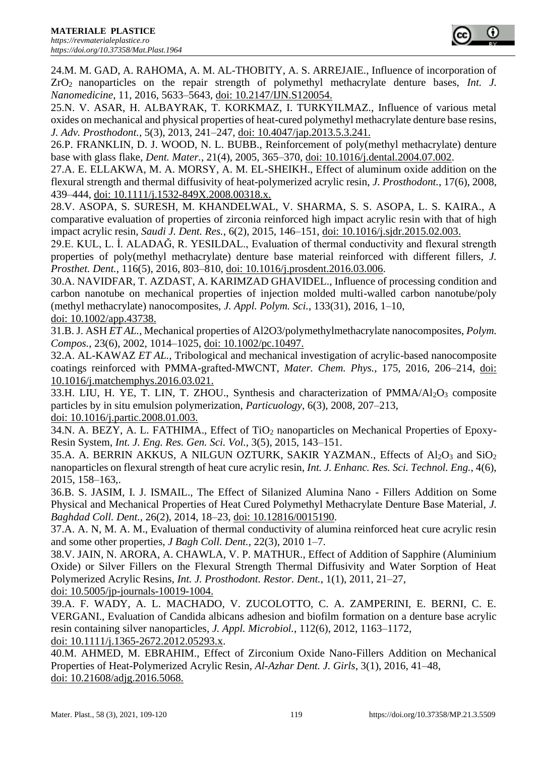24.M. M. GAD, A. RAHOMA, A. M. AL-THOBITY, A. S. ARREJAIE., Influence of incorporation of $ZrO_2$ nanoparticles on the repair strength of polymethyl methacrylate denture bases, *Int. J. Nanomedicine*, 11, 2016, 5633–5643, doi: 10.2147/IJN.S120054.

25.N. V. ASAR, H. ALBAYRAK, T. KORKMAZ, I. TURKYILMAZ., Influence of various metal oxides on mechanical and physical properties of heat-cured polymethyl methacrylate denture base resins, *J. Adv. Prosthodont.*, 5(3), 2013, 241–247, doi: 10.4047/jap.2013.5.3.241.

26.P. FRANKLIN, D. J. WOOD, N. L. BUBB., Reinforcement of poly(methyl methacrylate) denture base with glass flake, *Dent. Mater.*, 21(4), 2005, 365–370, doi: 10.1016/j.dental.2004.07.002.

27.A. E. ELLAKWA, M. A. MORSY, A. M. EL-SHEIKH., Effect of aluminum oxide addition on the flexural strength and thermal diffusivity of heat-polymerized acrylic resin, *J. Prosthodont.*, 17(6), 2008, 439–444, doi: 10.1111/j.1532-849X.2008.00318.x.

28.V. ASOPA, S. SURESH, M. KHANDELWAL, V. SHARMA, S. S. ASOPA, L. S. KAIRA., A comparative evaluation of properties of zirconia reinforced high impact acrylic resin with that of high impact acrylic resin, *Saudi J. Dent. Res.*, 6(2), 2015, 146–151, doi: 10.1016/j.sjdr.2015.02.003.

29.E. KUL, L. İ. ALADAĞ, R. YESILDAL., Evaluation of thermal conductivity and flexural strength properties of poly(methyl methacrylate) denture base material reinforced with different fillers, *J. Prosthet. Dent.*, 116(5), 2016, 803–810, doi: 10.1016/j.prosdent.2016.03.006.

30.A. NAVIDFAR, T. AZDAST, A. KARIMZAD GHAVIDEL., Influence of processing condition and carbon nanotube on mechanical properties of injection molded multi-walled carbon nanotube/poly (methyl methacrylate) nanocomposites, *J. Appl. Polym. Sci.*, 133(31), 2016, 1–10, doi: 10.1002/app.43738.

31.B. J. ASH *ET AL.*, Mechanical properties of Al2O3/polymethylmethacrylate nanocomposites, *Polym. Compos.*, 23(6), 2002, 1014–1025, doi: 10.1002/pc.10497.

32.A. AL-KAWAZ *ET AL.*, Tribological and mechanical investigation of acrylic-based nanocomposite coatings reinforced with PMMA-grafted-MWCNT, *Mater. Chem. Phys.*, 175, 2016, 206–214, doi: 10.1016/j.matchemphys.2016.03.021.

33.H. LIU, H. YE, T. LIN, T. ZHOU., Synthesis and characterization of PMMA/$Al_2O_3$ composite particles by in situ emulsion polymerization, *Particuology*, 6(3), 2008, 207–213, doi: 10.1016/j.partic.2008.01.003.

34.N. A. BEZY, A. L. FATHIMA., Effect of $TiO_2$ nanoparticles on Mechanical Properties of Epoxy-Resin System, *Int. J. Eng. Res. Gen. Sci. Vol.*, 3(5), 2015, 143–151.

35.A. A. BERRIN AKKUS, A NILGUN OZTURK, SAKIR YAZMAN., Effects of $Al_2O_3$ and $SiO_2$ nanoparticles on flexural strength of heat cure acrylic resin, *Int. J. Enhanc. Res. Sci. Technol. Eng.*, 4(6), 2015, 158–163,.

36.B. S. JASIM, I. J. ISMAIL., The Effect of Silanized Alumina Nano - Fillers Addition on Some Physical and Mechanical Properties of Heat Cured Polymethyl Methacrylate Denture Base Material, *J. Baghdad Coll. Dent.*, 26(2), 2014, 18–23, doi: 10.12816/0015190.

37.A. A. N, M. A. M., Evaluation of thermal conductivity of alumina reinforced heat cure acrylic resin and some other properties, *J Bagh Coll. Dent.*, 22(3), 2010 1–7.

38.V. JAIN, N. ARORA, A. CHAWLA, V. P. MATHUR., Effect of Addition of Sapphire (Aluminium Oxide) or Silver Fillers on the Flexural Strength Thermal Diffusivity and Water Sorption of Heat Polymerized Acrylic Resins, *Int. J. Prosthodont. Restor. Dent.*, 1(1), 2011, 21–27, doi: 10.5005/jp-journals-10019-1004.

39.A. F. WADY, A. L. MACHADO, V. ZUCOLOTTO, C. A. ZAMPERINI, E. BERNI, C. E. VERGANI., Evaluation of Candida albicans adhesion and biofilm formation on a denture base acrylic resin containing silver nanoparticles, *J. Appl. Microbiol.*, 112(6), 2012, 1163–1172, doi: 10.1111/j.1365-2672.2012.05293.x.

40.M. AHMED, M. EBRAHIM., Effect of Zirconium Oxide Nano-Fillers Addition on Mechanical Properties of Heat-Polymerized Acrylic Resin, *Al-Azhar Dent. J. Girls*, 3(1), 2016, 41–48, doi: 10.21608/adjg.2016.5068.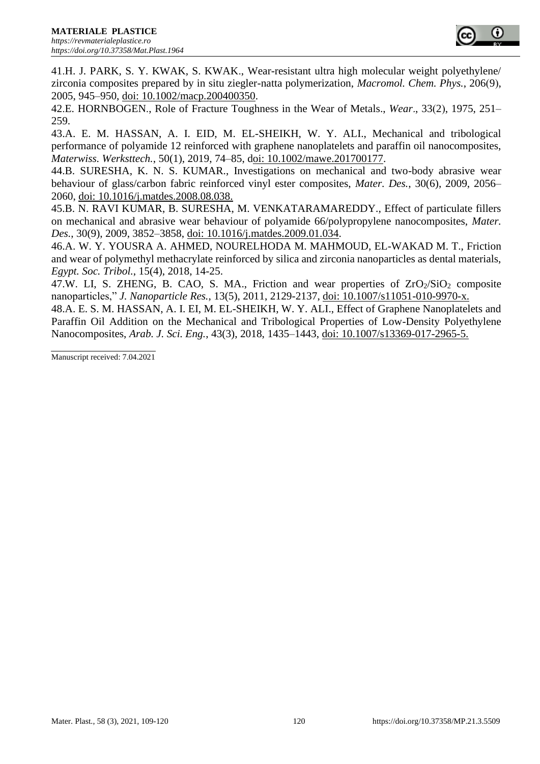41.H. J. PARK, S. Y. KWAK, S. KWAK., Wear-resistant ultra high molecular weight polyethylene/ zirconia composites prepared by in situ ziegler-natta polymerization, *Macromol. Chem. Phys.*, 206(9), 2005, 945–950, doi: 10.1002/macp.200400350.

42.E. HORNBOGEN., Role of Fracture Toughness in the Wear of Metals., *Wear*., 33(2), 1975, 251–259.

43.A. E. M. HASSAN, A. I. EID, M. EL-SHEIKH, W. Y. ALI., Mechanical and tribological performance of polyamide 12 reinforced with graphene nanoplatelets and paraffin oil nanocomposites, *Materwiss. Werksttech.*, 50(1), 2019, 74–85, doi: 10.1002/mawe.201700177.

44.B. SURESHA, K. N. S. KUMAR., Investigations on mechanical and two-body abrasive wear behaviour of glass/carbon fabric reinforced vinyl ester composites, *Mater. Des.*, 30(6), 2009, 2056–2060, doi: 10.1016/j.matdes.2008.08.038.

45.B. N. RAVI KUMAR, B. SURESHA, M. VENKATARAMAREDDY., Effect of particulate fillers on mechanical and abrasive wear behaviour of polyamide 66/polypropylene nanocomposites, *Mater. Des.*, 30(9), 2009, 3852–3858, doi: 10.1016/j.matdes.2009.01.034.

46.A. W. Y. YOUSRA A. AHMED, NOURELHODA M. MAHMOUD, EL-WAKAD M. T., Friction and wear of polymethyl methacrylate reinforced by silica and zirconia nanoparticles as dental materials, *Egypt. Soc. Tribol.*, 15(4), 2018, 14-25.

47.W. LI, S. ZHENG, B. CAO, S. MA., Friction and wear properties of $ZrO_2/SiO_2$ composite nanoparticles," *J. Nanoparticle Res.*, 13(5), 2011, 2129-2137, doi: 10.1007/s11051-010-9970-x.

48.A. E. S. M. HASSAN, A. I. EI, M. EL-SHEIKH, W. Y. ALI., Effect of Graphene Nanoplatelets and Paraffin Oil Addition on the Mechanical and Tribological Properties of Low-Density Polyethylene Nanocomposites, *Arab. J. Sci. Eng.*, 43(3), 2018, 1435–1443, doi: 10.1007/s13369-017-2965-5.

Manuscript received: 7.04.2021